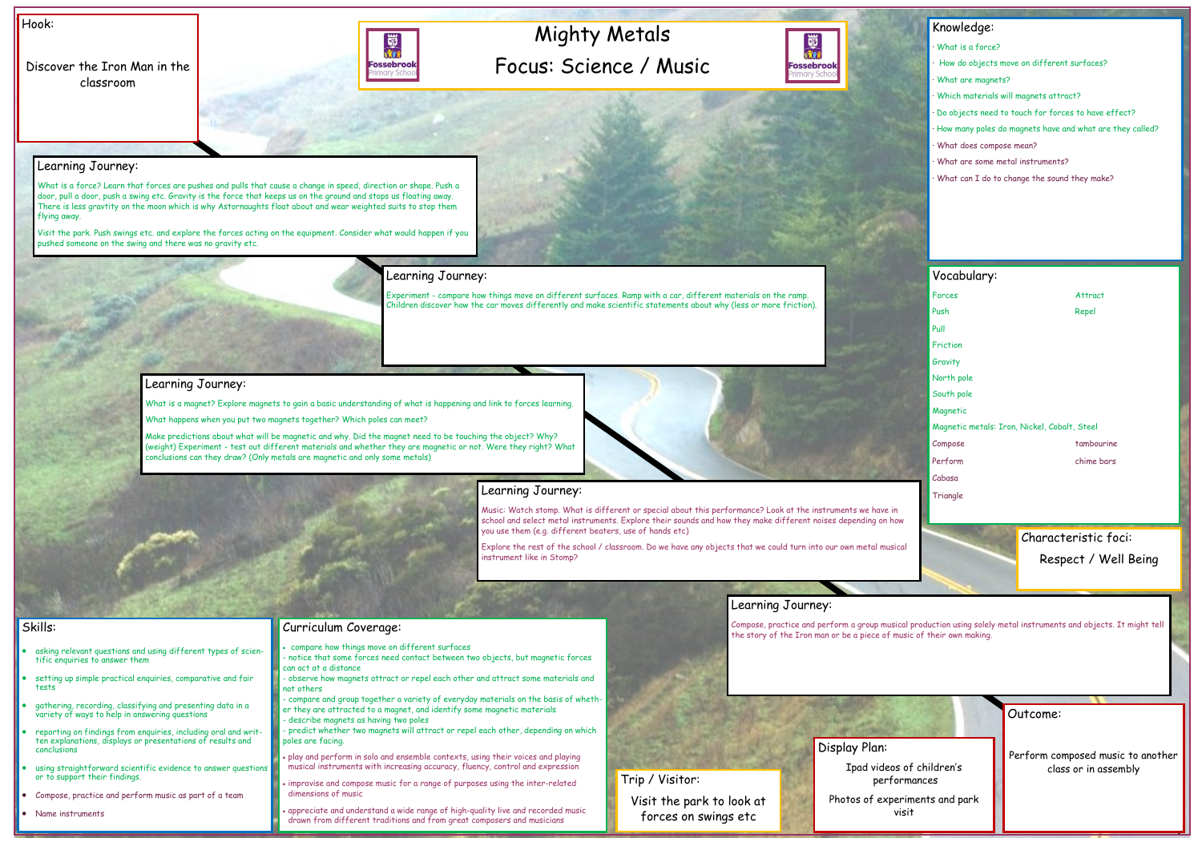# Mighty Metals

## Focus: Science / Music

Fossebrook Primary School

## Hook:

Discover the Iron Man in the classroom

## Learning Journey:

What is a force? Learn that forces are pushes and pulls that cause a change in speed, direction or shape. Push a door, pull a door, push a swing etc. Gravity is the force that keeps us on the ground and stops us floating away. There is less gravtity on the moon which is why Astornaughts float about and wear weighted suits to stop them flying away.

Visit the park. Push swings etc. and explore the forces acting on the equipment. Consider what would happen if you pushed someone on the swing and there was no gravity etc.

## Learning Journey:

Experiment - compare how things move on different surfaces. Ramp with a car, different materials on the ramp. Children discover how the car moves differently and make scientific statements about why (less or more friction).

## Learning Journey:

What is a magnet? Explore magnets to gain a basic understanding of what is happening and link to forces learning.

What happens when you put two magnets together? Which poles can meet?

Make predictions about what will be magnetic and why. Did the magnet need to be touching the object? Why? (weight) Experiment - test out different materials and whether they are magnetic or not. Were they right? What conclusions can they draw? (Only metals are magnetic and only some metals)

## Learning Journey:

Music: Watch stomp. What is different or special about this performance? Look at the instruments we have in school and select metal instruments. Explore their sounds and how they make different noises depending on how you use them (e.g. different beaters, use of hands etc)

Explore the rest of the school / classroom. Do we have any objects that we could turn into our own metal musical instrument like in Stomp?

## Learning Journey:

Compose, practice and perform a group musical production using solely metal instruments and objects. It might tell the story of the Iron man or be a piece of music of their own making.

## Knowledge:

- What is a force?
- How do objects move on different surfaces?
- What are magnets?
- Which materials will magnets attract?
- Do objects need to touch for forces to have effect?
- How many poles do magnets have and what are they called?
- What does compose mean?
- What are some metal instruments?
- What can I do to change the sound they make?

## Vocabulary:

- Forces
- Push
- Pull
- Friction
- Gravity
- North pole
- South pole
- Magnetic
- Magnetic metals: Iron, Nickel, Cobalt, Steel
- Attract
- Repel
- Compose
- Perform
- Cabasa
- Triangle
- tambourine
- chime bars

## Characteristic foci:

Respect / Well Being

## Skills:

- asking relevant questions and using different types of scientific enquiries to answer them
- setting up simple practical enquiries, comparative and fair tests
- gathering, recording, classifying and presenting data in a variety of ways to help in answering questions
- reporting on findings from enquiries, including oral and written explanations, displays or presentations of results and conclusions
- using straightforward scientific evidence to answer questions or to support their findings.
- Compose, practice and perform music as part of a team
- Name instruments

## Curriculum Coverage:

- compare how things move on different surfaces
- notice that some forces need contact between two objects, but magnetic forces can act at a distance
- observe how magnets attract or repel each other and attract some materials and not others
- compare and group together a variety of everyday materials on the basis of whether they are attracted to a magnet, and identify some magnetic materials
- describe magnets as having two poles
- predict whether two magnets will attract or repel each other, depending on which poles are facing.
- play and perform in solo and ensemble contexts, using their voices and playing musical instruments with increasing accuracy, fluency, control and expression
- improvise and compose music for a range of purposes using the inter-related dimensions of music
- appreciate and understand a wide range of high-quality live and recorded music drawn from different traditions and from great composers and musicians

## Trip / Visitor:

Visit the park to look at forces on swings etc

## Display Plan:

Ipad videos of children's performances

Photos of experiments and park visit

## Outcome:

Perform composed music to another class or in assembly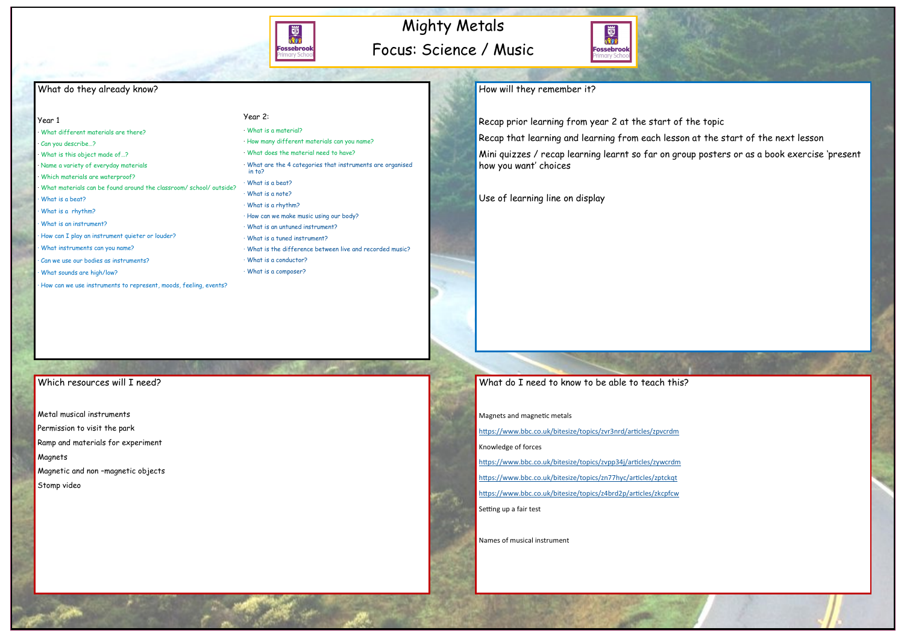# Mighty Metals

## Focus: Science / Music

### What do they already know?

**Year 1**

- What different materials are there?
- Can you describe…?
- What is this object made of…?
- Name a variety of everyday materials
- Which materials are waterproof?
- What materials can be found around the classroom/ school/ outside?
- What is a beat?
- What is a rhythm?
- What is an instrument?
- How can I play an instrument quieter or louder?
- What instruments can you name?
- Can we use our bodies as instruments?
- What sounds are high/low?
- How can we use instruments to represent, moods, feeling, events?

**Year 2:**

- What is a material?
- How many different materials can you name?
- What does the material need to have?
- What are the 4 categories that instruments are organised in to?
- What is a beat?
- What is a note?
- What is a rhythm?
- How can we make music using our body?
- What is an untuned instrument?
- What is a tuned instrument?
- What is the difference between live and recorded music?
- What is a conductor?
- What is a composer?

### How will they remember it?

Recap prior learning from year 2 at the start of the topic

Recap that learning and learning from each lesson at the start of the next lesson

Mini quizzes / recap learning learnt so far on group posters or as a book exercise 'present how you want' choices

Use of learning line on display

### Which resources will I need?

Metal musical instruments

Permission to visit the park

Ramp and materials for experiment

Magnets

Magnetic and non –magnetic objects

Stomp video

### What do I need to know to be able to teach this?

Magnets and magnetic metals

https://www.bbc.co.uk/bitesize/topics/zvr3nrd/articles/zpvcrdm

Knowledge of forces

https://www.bbc.co.uk/bitesize/topics/zvpp34j/articles/zywcrdm

https://www.bbc.co.uk/bitesize/topics/zn77hyc/articles/zptckqt

https://www.bbc.co.uk/bitesize/topics/z4brd2p/articles/zkcpfcw

Setting up a fair test

Names of musical instrument